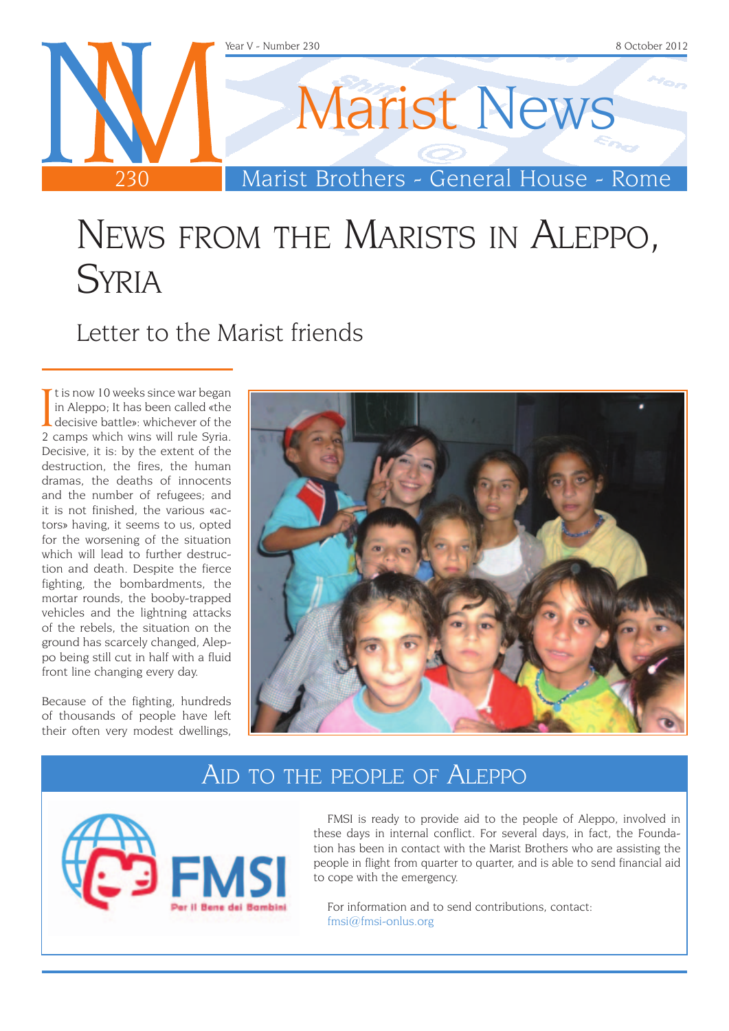# News from the Marists in Aleppo, Syria

## Letter to the Marist friends

It is now 10 weeks since war began in Aleppo; It has been called «the decisive battle»: whichever of the 2 camps which wins will rule Syria. Decisive, it is: by the extent of the destruction, the fires, the human dramas, the deaths of innocents and the number of refugees; and it is not finished, the various «actors» having, it seems to us, opted for the worsening of the situation which will lead to further destruction and death. Despite the fierce fighting, the bombardments, the mortar rounds, the booby-trapped vehicles and the lightning attacks of the rebels, the situation on the ground has scarcely changed, Aleppo being still cut in half with a fluid front line changing every day.

Because of the fighting, hundreds of thousands of people have left their often very modest dwellings,

## Aid to the people of Aleppo

FMSI is ready to provide aid to the people of Aleppo, involved in these days in internal conflict. For several days, in fact, the Foundation has been in contact with the Marist Brothers who are assisting the people in flight from quarter to quarter, and is able to send financial aid to cope with the emergency.

For information and to send contributions, contact: fmsi@fmsi-onlus.org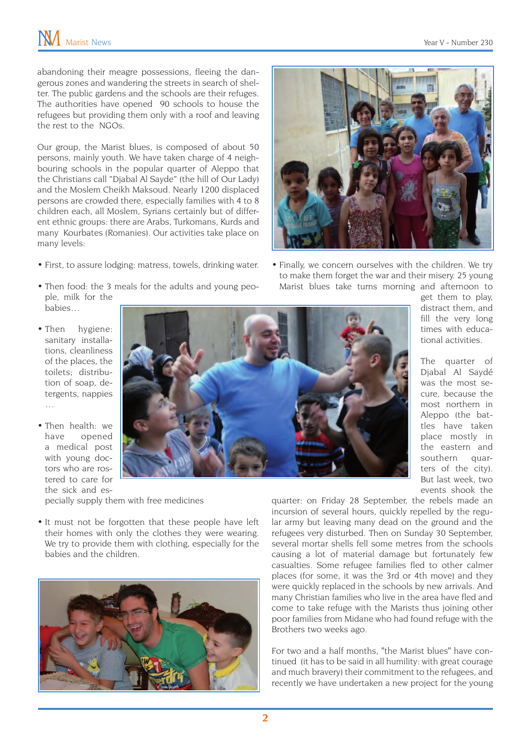abandoning their meagre possessions, fleeing the dangerous zones and wandering the streets in search of shelter. The public gardens and the schools are their refuges. The authorities have opened 90 schools to house the refugees but providing them only with a roof and leaving the rest to the NGOs.

Our group, the Marist blues, is composed of about 50 persons, mainly youth. We have taken charge of 4 neighbouring schools in the popular quarter of Aleppo that the Christians call "Djabal Al Sayde" (the hill of Our Lady) and the Moslem Cheikh Maksoud. Nearly 1200 displaced persons are crowded there, especially families with 4 to 8 children each, all Moslem, Syrians certainly but of different ethnic groups: there are Arabs, Turkomans, Kurds and many Kourbates (Romanies). Our activities take place on many levels:

- First, to assure lodging: matress, towels, drinking water.
- Then food: the 3 meals for the adults and young people, milk for the babies…
- Then hygiene: sanitary installations, cleanliness of the places, the toilets; distribution of soap, detergents, nappies …
- Then health: we have opened a medical post with young doctors who are rostered to care for the sick and especially supply them with free medicines
- It must not be forgotten that these people have left their homes with only the clothes they were wearing. We try to provide them with clothing, especially for the babies and the children.
- Finally, we concern ourselves with the children. We try to make them forget the war and their misery. 25 young Marist blues take turns morning and afternoon to get them to play, distract them, and fill the very long times with educational activities.

The quarter of Djabal Al Saydé was the most secure, because the most northern in Aleppo (the battles have taken place mostly in the eastern and southern quarters of the city). But last week, two events shook the quarter: on Friday 28 September, the rebels made an incursion of several hours, quickly repelled by the regular army but leaving many dead on the ground and the refugees very disturbed. Then on Sunday 30 September, several mortar shells fell some metres from the schools causing a lot of material damage but fortunately few casualties. Some refugee families fled to other calmer places (for some, it was the 3rd or 4th move) and they were quickly replaced in the schools by new arrivals. And many Christian families who live in the area have fled and come to take refuge with the Marists thus joining other poor families from Midane who had found refuge with the Brothers two weeks ago.

For two and a half months, "the Marist blues" have continued (it has to be said in all humility: with great courage and much bravery) their commitment to the refugees, and recently we have undertaken a new project for the young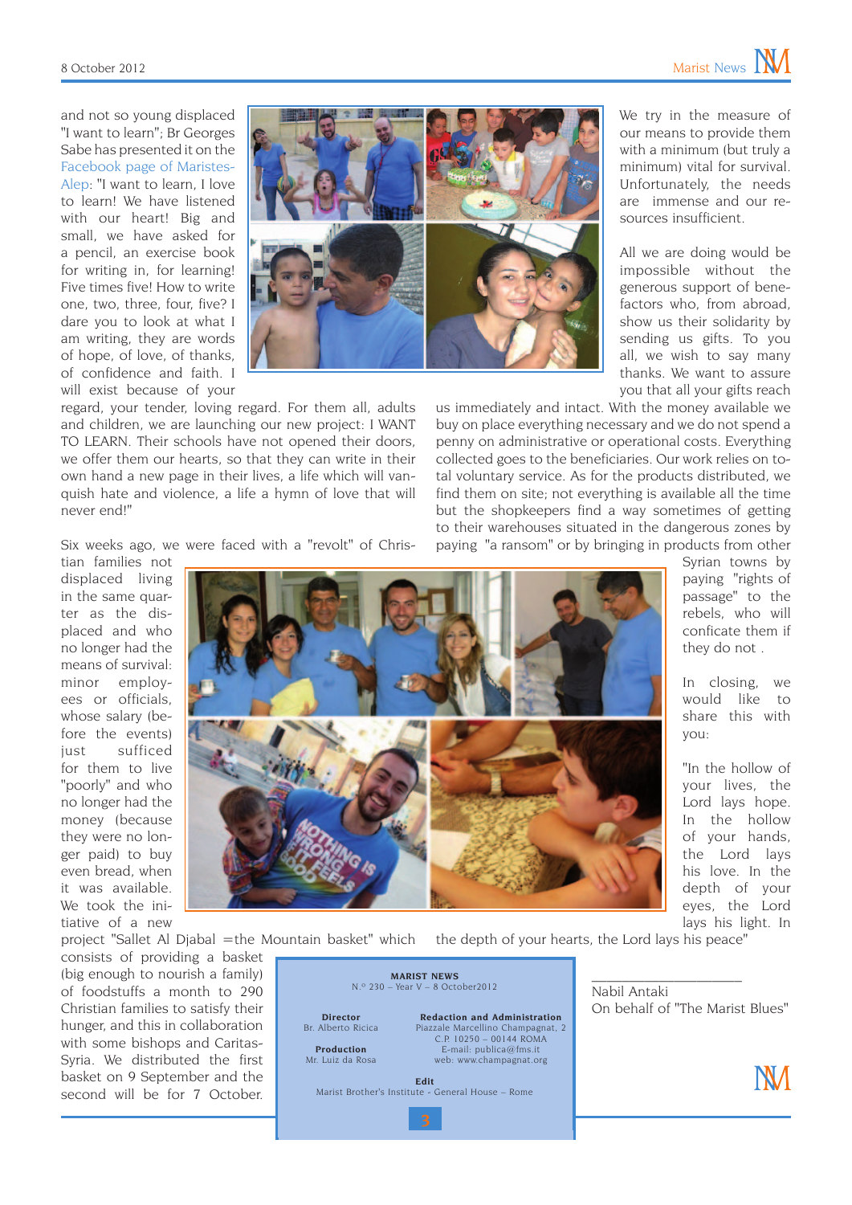and not so young displaced "I want to learn"; Br Georges Sabe has presented it on the Facebook page of Maristes-Alep: "I want to learn, I love to learn! We have listened with our heart! Big and small, we have asked for a pencil, an exercise book for writing in, for learning! Five times five! How to write one, two, three, four, five? I dare you to look at what I am writing, they are words of hope, of love, of thanks, of confidence and faith. I will exist because of your regard, your tender, loving regard. For them all, adults and children, we are launching our new project: I WANT TO LEARN. Their schools have not opened their doors, we offer them our hearts, so that they can write in their own hand a new page in their lives, a life which will vanquish hate and violence, a life a hymn of love that will never end!"

We try in the measure of our means to provide them with a minimum (but truly a minimum) vital for survival. Unfortunately, the needs are immense and our resources insufficient.

All we are doing would be impossible without the generous support of benefactors who, from abroad, show us their solidarity by sending us gifts. To you all, we wish to say many thanks. We want to assure you that all your gifts reach us immediately and intact. With the money available we buy on place everything necessary and we do not spend a penny on administrative or operational costs. Everything collected goes to the beneficiaries. Our work relies on total voluntary service. As for the products distributed, we find them on site; not everything is available all the time but the shopkeepers find a way sometimes of getting to their warehouses situated in the dangerous zones by paying "a ransom" or by bringing in products from other Syrian towns by paying "rights of passage" to the rebels, who will conficate them if they do not .

Six weeks ago, we were faced with a "revolt" of Christian families not displaced living in the same quarter as the displaced and who no longer had the means of survival: minor employees or officials, whose salary (before the events) just sufficed for them to live "poorly" and who no longer had the money (because they were no longer paid) to buy even bread, when it was available. We took the initiative of a new project "Sallet Al Djabal =the Mountain basket" which consists of providing a basket (big enough to nourish a family) of foodstuffs a month to 290 Christian families to satisfy their hunger, and this in collaboration with some bishops and Caritas-Syria. We distributed the first basket on 9 September and the second will be for 7 October.

In closing, we would like to share this with you:

"In the hollow of your lives, the Lord lays hope. In the hollow of your hands, the Lord lays his love. In the depth of your eyes, the Lord lays his light. In the depth of your hearts, the Lord lays his peace"

\_\_\_\_\_\_\_\_\_\_\_\_\_\_\_\_\_\_\_\_

Nabil Antaki
On behalf of "The Marist Blues"

**MARIST NEWS**
N.º 230 – Year V – 8 October2012

**Director**
Br. Alberto Ricica

**Production**
Mr. Luiz da Rosa

**Redaction and Administration**
Piazzale Marcellino Champagnat, 2
C.P. 10250 – 00144 ROMA
E-mail: publica@fms.it
web: www.champagnat.org

**Edit**
Marist Brother's Institute - General House – Rome